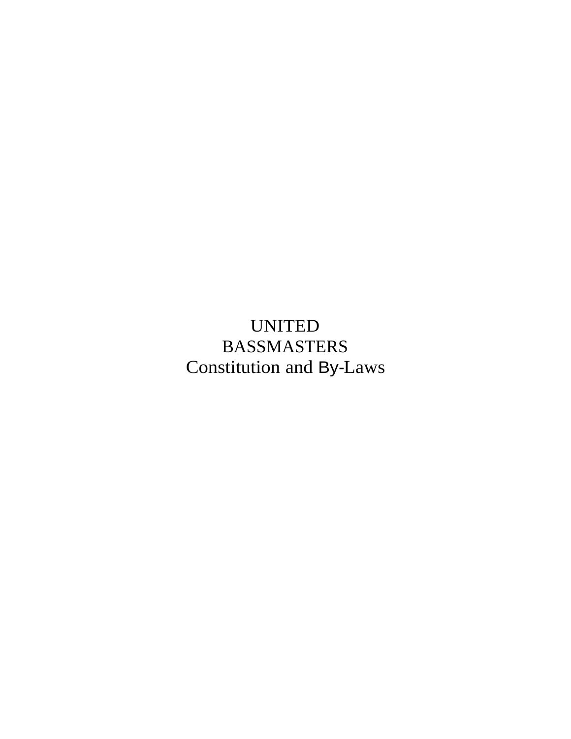# UNITED BASSMASTERS

# Constitution and By-Laws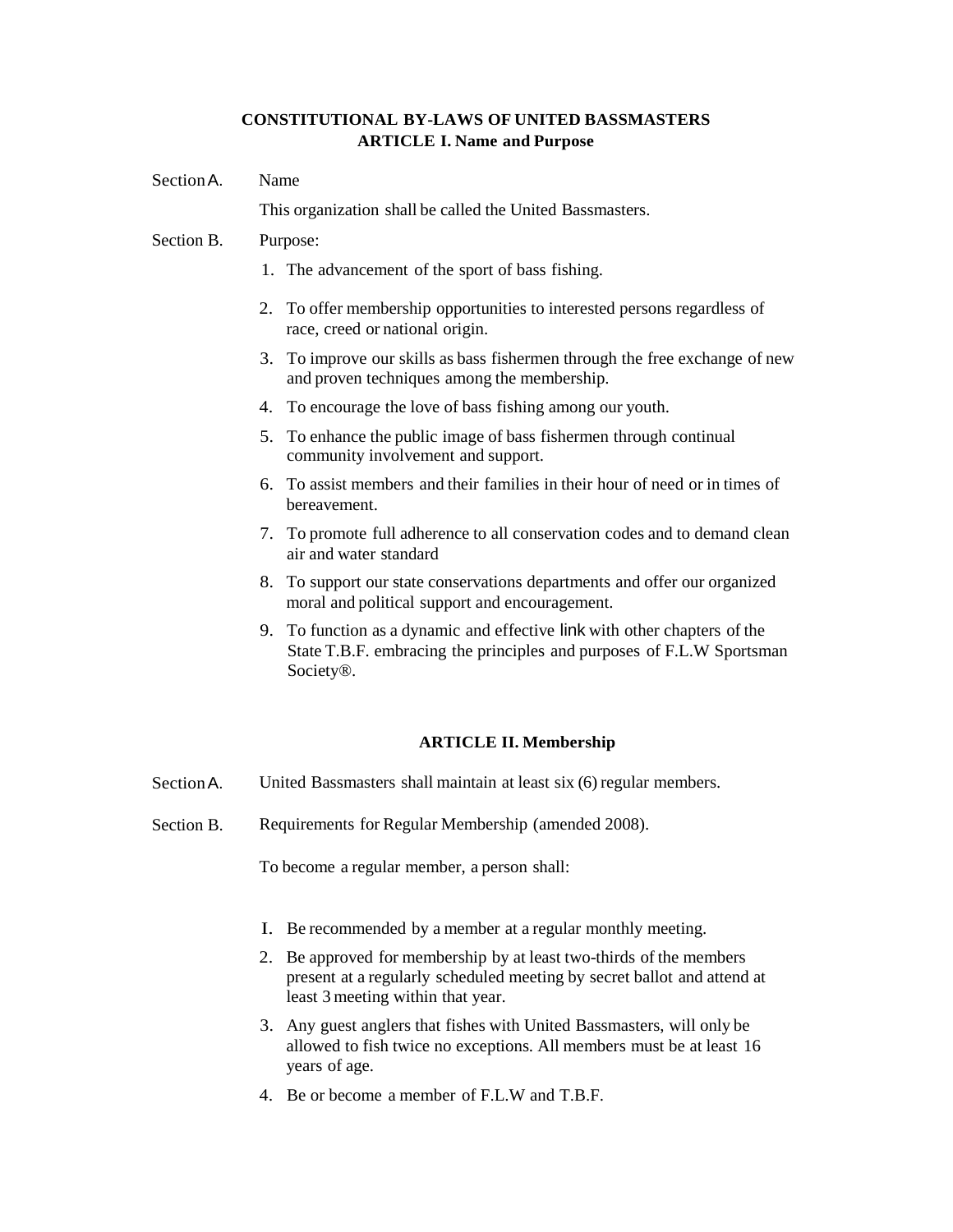# CONSTITUTIONAL BY-LAWS OF UNITED BASSMASTERS

## ARTICLE I. Name and Purpose

Section A. Name

This organization shall be called the United Bassmasters.

Section B. Purpose:

1. The advancement of the sport of bass fishing.
2. To offer membership opportunities to interested persons regardless of race, creed or national origin.
3. To improve our skills as bass fishermen through the free exchange of new and proven techniques among the membership.
4. To encourage the love of bass fishing among our youth.
5. To enhance the public image of bass fishermen through continual community involvement and support.
6. To assist members and their families in their hour of need or in times of bereavement.
7. To promote full adherence to all conservation codes and to demand clean air and water standard
8. To support our state conservations departments and offer our organized moral and political support and encouragement.
9. To function as a dynamic and effective link with other chapters of the State T.B.F. embracing the principles and purposes of F.L.W Sportsman Society®.

## ARTICLE II. Membership

Section A. United Bassmasters shall maintain at least six (6) regular members.

Section B. Requirements for Regular Membership (amended 2008).

To become a regular member, a person shall:

1. Be recommended by a member at a regular monthly meeting.
2. Be approved for membership by at least two-thirds of the members present at a regularly scheduled meeting by secret ballot and attend at least 3 meeting within that year.
3. Any guest anglers that fishes with United Bassmasters, will only be allowed to fish twice no exceptions. All members must be at least 16 years of age.
4. Be or become a member of F.L.W and T.B.F.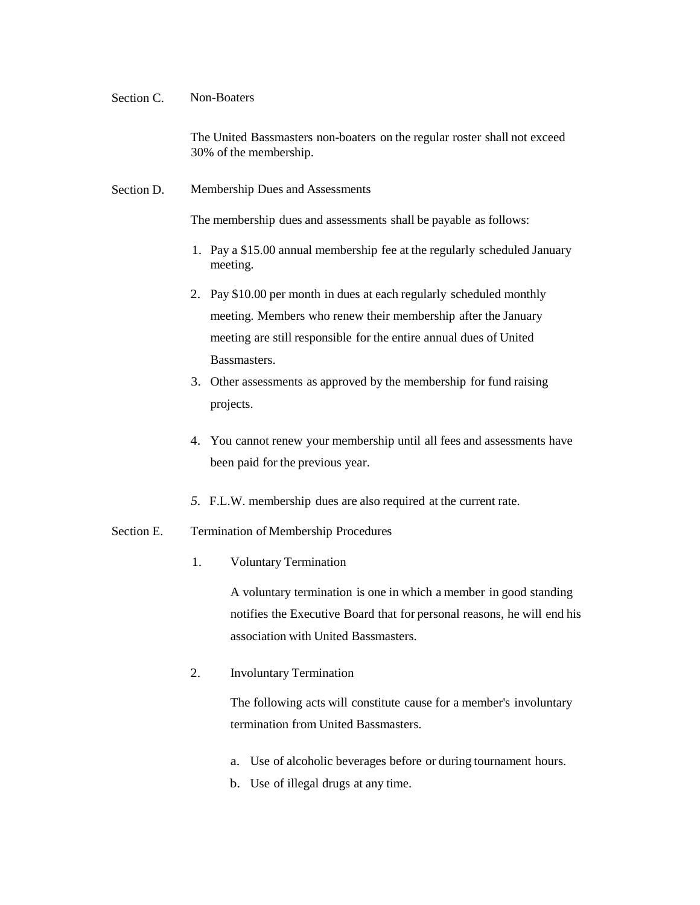## Section C. Non-Boaters

The United Bassmasters non-boaters on the regular roster shall not exceed 30% of the membership.

## Section D. Membership Dues and Assessments

The membership dues and assessments shall be payable as follows:

1. Pay a $15.00 annual membership fee at the regularly scheduled January meeting.
2. Pay $10.00 per month in dues at each regularly scheduled monthly meeting. Members who renew their membership after the January meeting are still responsible for the entire annual dues of United Bassmasters.
3. Other assessments as approved by the membership for fund raising projects.
4. You cannot renew your membership until all fees and assessments have been paid for the previous year.
5. F.L.W. membership dues are also required at the current rate.

## Section E. Termination of Membership Procedures

1. Voluntary Termination

   A voluntary termination is one in which a member in good standing notifies the Executive Board that for personal reasons, he will end his association with United Bassmasters.

2. Involuntary Termination

   The following acts will constitute cause for a member's involuntary termination from United Bassmasters.

   a. Use of alcoholic beverages before or during tournament hours.
   b. Use of illegal drugs at any time.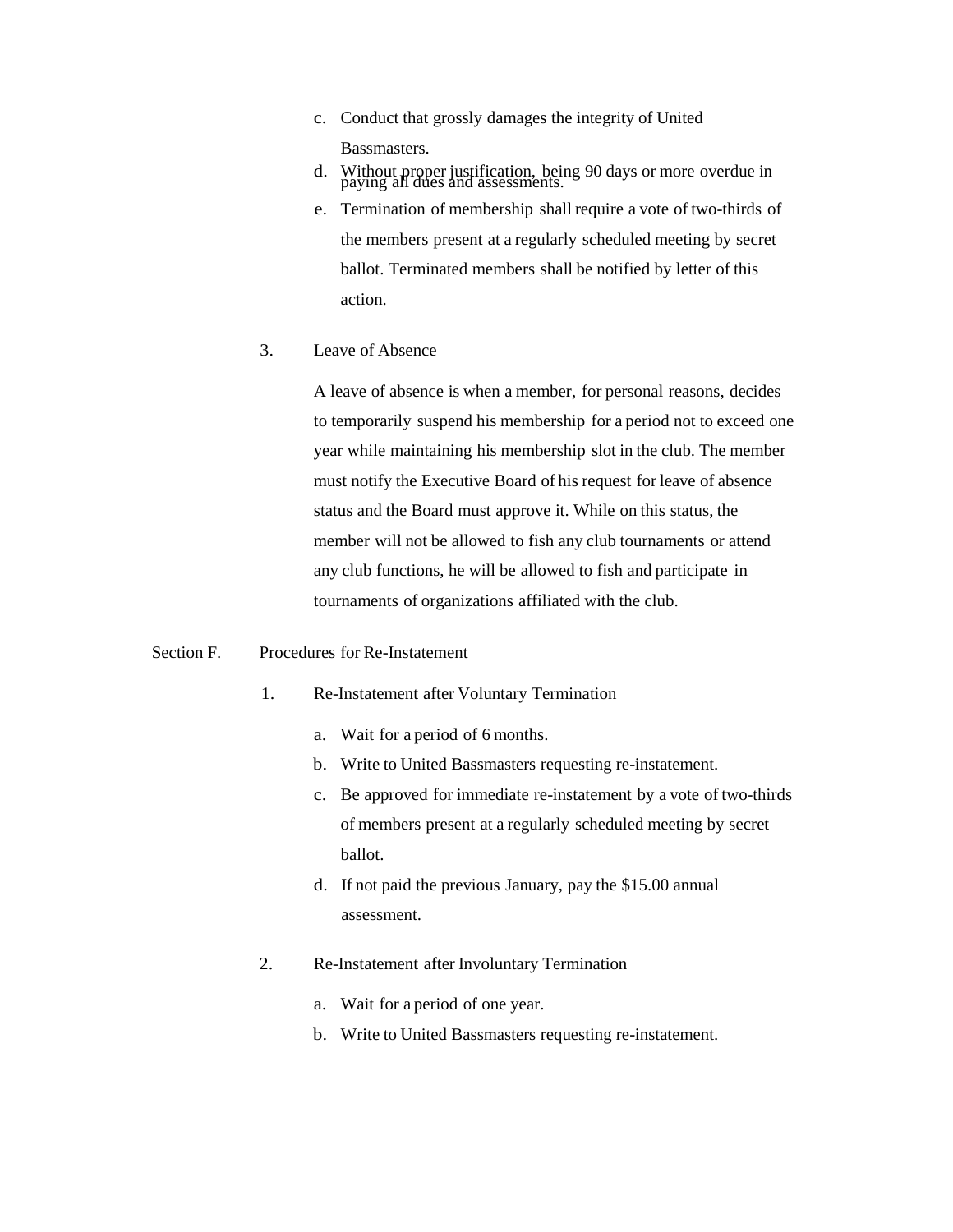c. Conduct that grossly damages the integrity of United Bassmasters.
d. Without proper justification, being 90 days or more overdue in paying all dues and assessments.
e. Termination of membership shall require a vote of two-thirds of the members present at a regularly scheduled meeting by secret ballot. Terminated members shall be notified by letter of this action.

3. Leave of Absence

A leave of absence is when a member, for personal reasons, decides to temporarily suspend his membership for a period not to exceed one year while maintaining his membership slot in the club. The member must notify the Executive Board of his request for leave of absence status and the Board must approve it. While on this status, the member will not be allowed to fish any club tournaments or attend any club functions, he will be allowed to fish and participate in tournaments of organizations affiliated with the club.

Section F. Procedures for Re-Instatement

1. Re-Instatement after Voluntary Termination

a. Wait for a period of 6 months.
b. Write to United Bassmasters requesting re-instatement.
c. Be approved for immediate re-instatement by a vote of two-thirds of members present at a regularly scheduled meeting by secret ballot.
d. If not paid the previous January, pay the $15.00 annual assessment.

2. Re-Instatement after Involuntary Termination

a. Wait for a period of one year.
b. Write to United Bassmasters requesting re-instatement.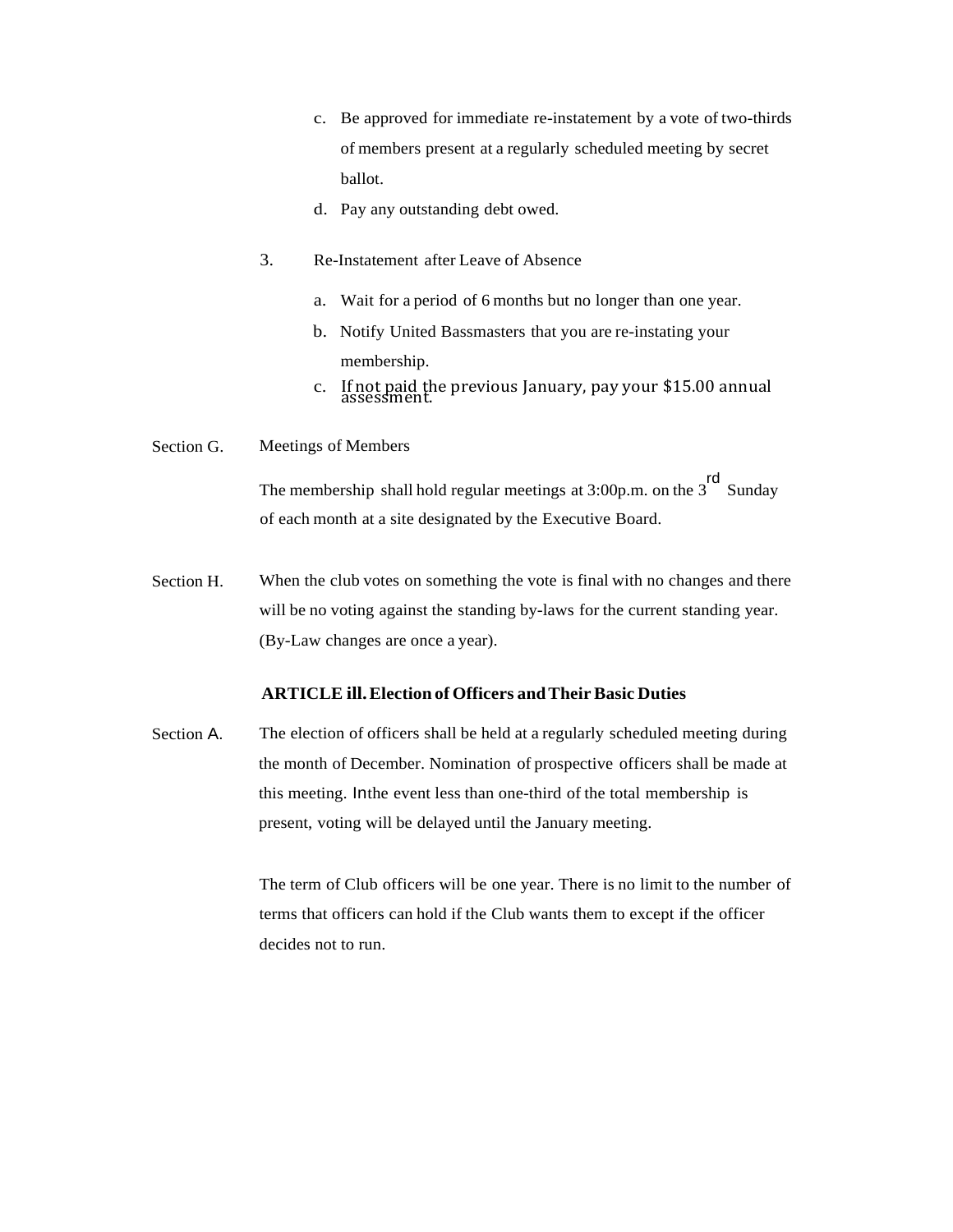c. Be approved for immediate re-instatement by a vote of two-thirds of members present at a regularly scheduled meeting by secret ballot.

d. Pay any outstanding debt owed.

3. Re-Instatement after Leave of Absence

a. Wait for a period of 6 months but no longer than one year.

b. Notify United Bassmasters that you are re-instating your membership.

c. If not paid the previous January, pay your $15.00 annual assessment.

Section G. Meetings of Members

The membership shall hold regular meetings at 3:00p.m. on the 3rd Sunday of each month at a site designated by the Executive Board.

Section H. When the club votes on something the vote is final with no changes and there will be no voting against the standing by-laws for the current standing year. (By-Law changes are once a year).

## ARTICLE ill. Election of Officers and Their Basic Duties

Section A. The election of officers shall be held at a regularly scheduled meeting during the month of December. Nomination of prospective officers shall be made at this meeting. Inthe event less than one-third of the total membership is present, voting will be delayed until the January meeting.

The term of Club officers will be one year. There is no limit to the number of terms that officers can hold if the Club wants them to except if the officer decides not to run.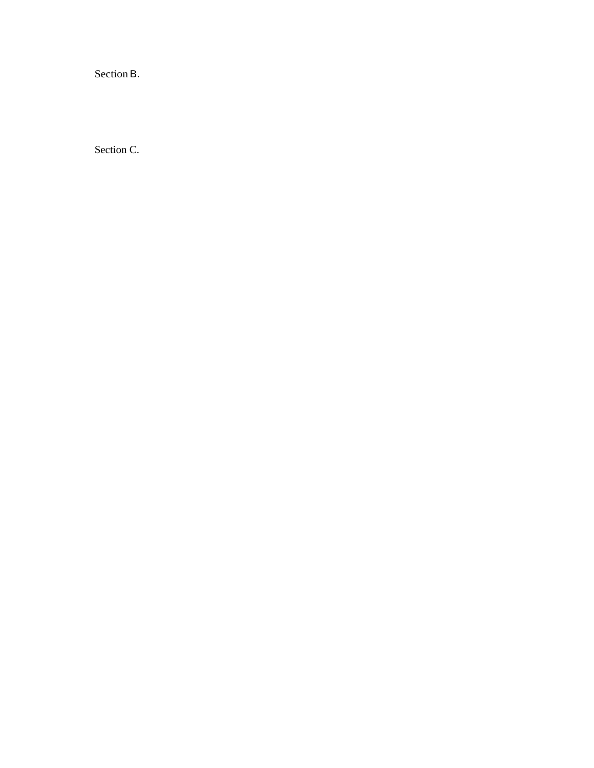Section B.

Section C.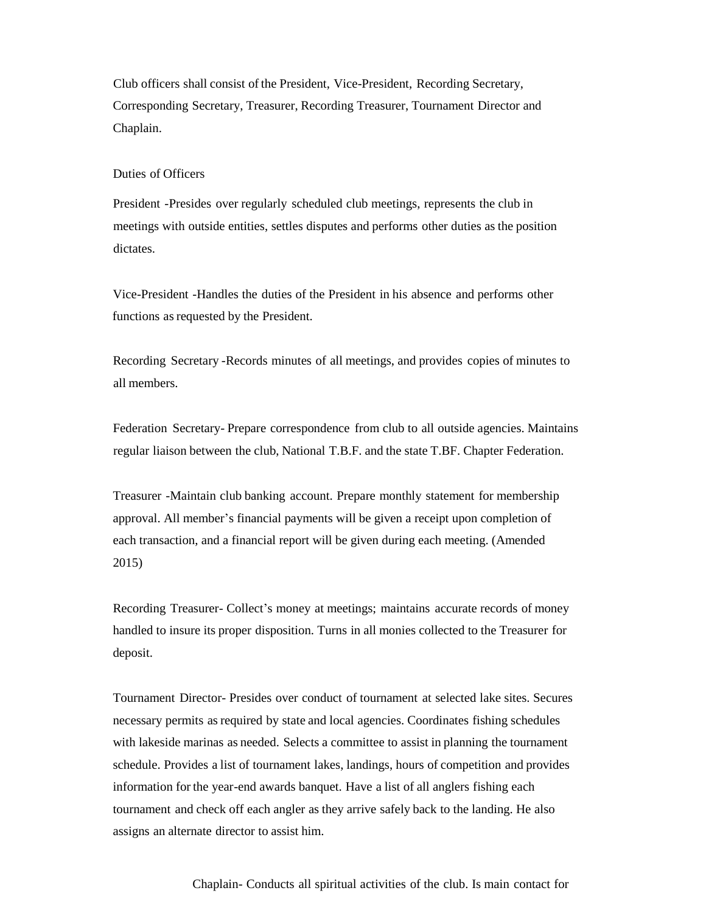Club officers shall consist of the President, Vice-President, Recording Secretary, Corresponding Secretary, Treasurer, Recording Treasurer, Tournament Director and Chaplain.

Duties of Officers

President -Presides over regularly scheduled club meetings, represents the club in meetings with outside entities, settles disputes and performs other duties as the position dictates.

Vice-President -Handles the duties of the President in his absence and performs other functions as requested by the President.

Recording Secretary -Records minutes of all meetings, and provides copies of minutes to all members.

Federation Secretary- Prepare correspondence from club to all outside agencies. Maintains regular liaison between the club, National T.B.F. and the state T.BF. Chapter Federation.

Treasurer -Maintain club banking account. Prepare monthly statement for membership approval. All member's financial payments will be given a receipt upon completion of each transaction, and a financial report will be given during each meeting. (Amended 2015)

Recording Treasurer- Collect's money at meetings; maintains accurate records of money handled to insure its proper disposition. Turns in all monies collected to the Treasurer for deposit.

Tournament Director- Presides over conduct of tournament at selected lake sites. Secures necessary permits as required by state and local agencies. Coordinates fishing schedules with lakeside marinas as needed. Selects a committee to assist in planning the tournament schedule. Provides a list of tournament lakes, landings, hours of competition and provides information for the year-end awards banquet. Have a list of all anglers fishing each tournament and check off each angler as they arrive safely back to the landing. He also assigns an alternate director to assist him.

Chaplain- Conducts all spiritual activities of the club. Is main contact for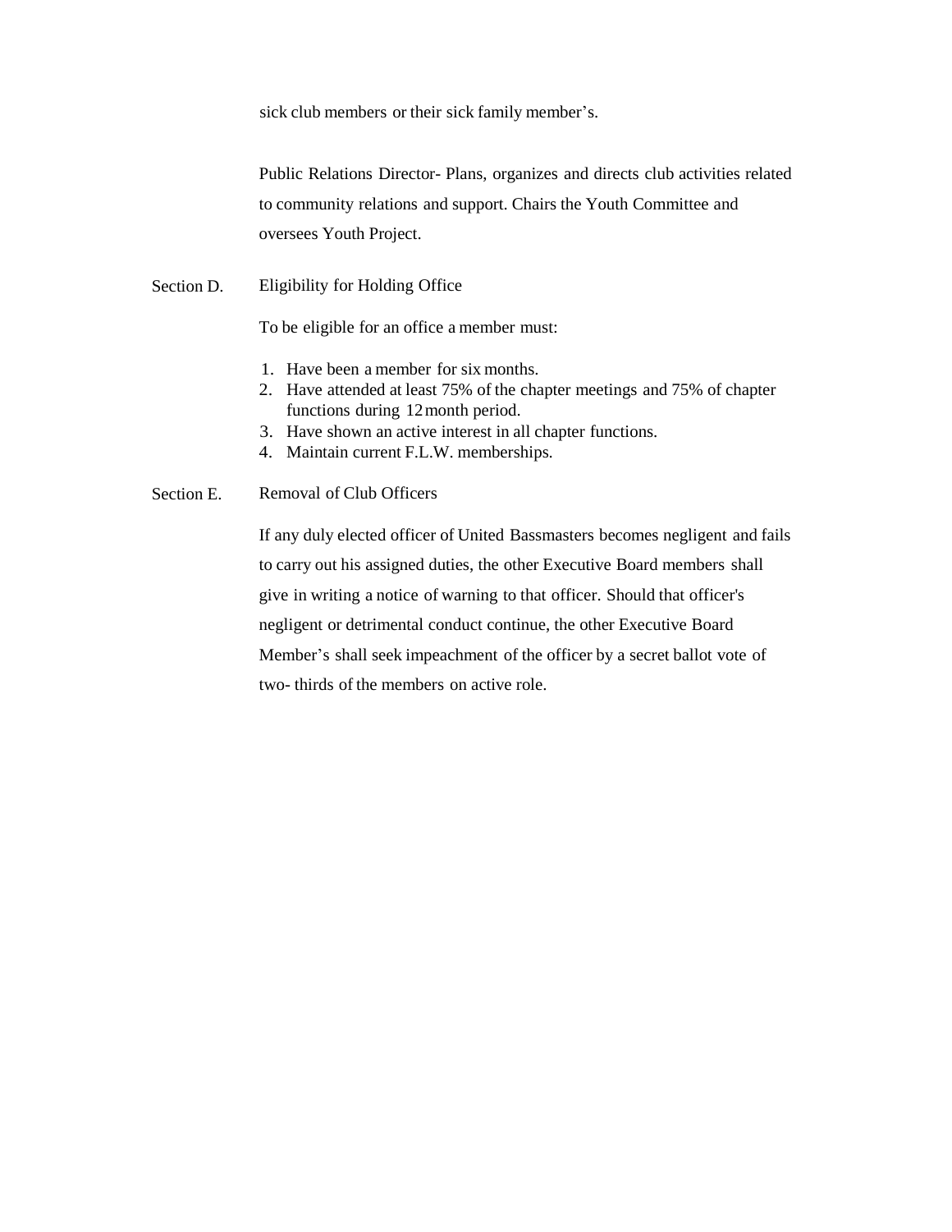sick club members or their sick family member's.

Public Relations Director- Plans, organizes and directs club activities related to community relations and support. Chairs the Youth Committee and oversees Youth Project.

Section D. Eligibility for Holding Office

To be eligible for an office a member must:

1. Have been a member for six months.
2. Have attended at least 75% of the chapter meetings and 75% of chapter functions during 12 month period.
3. Have shown an active interest in all chapter functions.
4. Maintain current F.L.W. memberships.

Section E. Removal of Club Officers

If any duly elected officer of United Bassmasters becomes negligent and fails to carry out his assigned duties, the other Executive Board members shall give in writing a notice of warning to that officer. Should that officer's negligent or detrimental conduct continue, the other Executive Board Member's shall seek impeachment of the officer by a secret ballot vote of two- thirds of the members on active role.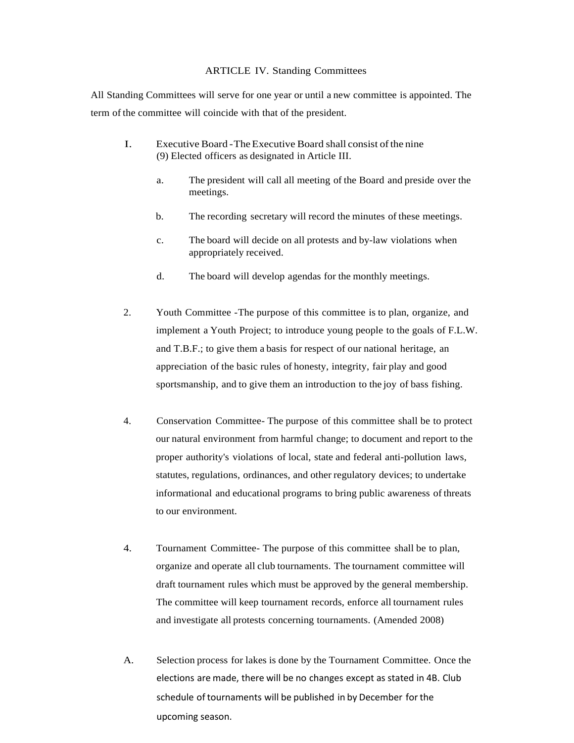ARTICLE IV. Standing Committees

All Standing Committees will serve for one year or until a new committee is appointed. The term of the committee will coincide with that of the president.

I. Executive Board -The Executive Board shall consist of the nine (9) Elected officers as designated in Article III.

   a. The president will call all meeting of the Board and preside over the meetings.

   b. The recording secretary will record the minutes of these meetings.

   c. The board will decide on all protests and by-law violations when appropriately received.

   d. The board will develop agendas for the monthly meetings.

2. Youth Committee -The purpose of this committee is to plan, organize, and implement a Youth Project; to introduce young people to the goals of F.L.W. and T.B.F.; to give them a basis for respect of our national heritage, an appreciation of the basic rules of honesty, integrity, fair play and good sportsmanship, and to give them an introduction to the joy of bass fishing.

4. Conservation Committee- The purpose of this committee shall be to protect our natural environment from harmful change; to document and report to the proper authority's violations of local, state and federal anti-pollution laws, statutes, regulations, ordinances, and other regulatory devices; to undertake informational and educational programs to bring public awareness of threats to our environment.

4. Tournament Committee- The purpose of this committee shall be to plan, organize and operate all club tournaments. The tournament committee will draft tournament rules which must be approved by the general membership. The committee will keep tournament records, enforce all tournament rules and investigate all protests concerning tournaments. (Amended 2008)

A. Selection process for lakes is done by the Tournament Committee. Once the elections are made, there will be no changes except as stated in 4B. Club schedule of tournaments will be published in by December for the upcoming season.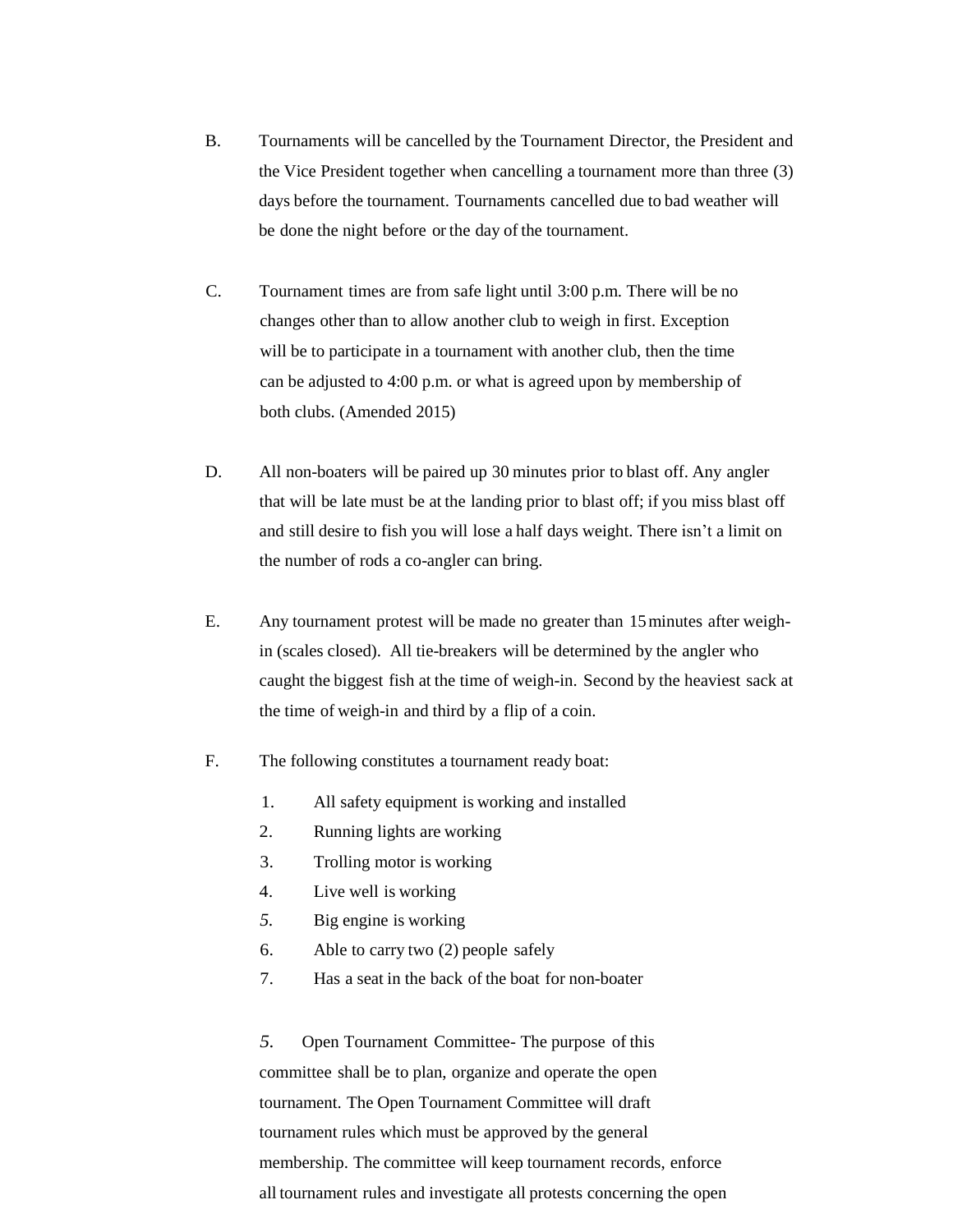B. Tournaments will be cancelled by the Tournament Director, the President and the Vice President together when cancelling a tournament more than three (3) days before the tournament. Tournaments cancelled due to bad weather will be done the night before or the day of the tournament.

C. Tournament times are from safe light until 3:00 p.m. There will be no changes other than to allow another club to weigh in first. Exception will be to participate in a tournament with another club, then the time can be adjusted to 4:00 p.m. or what is agreed upon by membership of both clubs. (Amended 2015)

D. All non-boaters will be paired up 30 minutes prior to blast off. Any angler that will be late must be at the landing prior to blast off; if you miss blast off and still desire to fish you will lose a half days weight. There isn't a limit on the number of rods a co-angler can bring.

E. Any tournament protest will be made no greater than 15 minutes after weigh-in (scales closed). All tie-breakers will be determined by the angler who caught the biggest fish at the time of weigh-in. Second by the heaviest sack at the time of weigh-in and third by a flip of a coin.

F. The following constitutes a tournament ready boat:

1. All safety equipment is working and installed
2. Running lights are working
3. Trolling motor is working
4. Live well is working
5. Big engine is working
6. Able to carry two (2) people safely
7. Has a seat in the back of the boat for non-boater

5. Open Tournament Committee- The purpose of this committee shall be to plan, organize and operate the open tournament. The Open Tournament Committee will draft tournament rules which must be approved by the general membership. The committee will keep tournament records, enforce all tournament rules and investigate all protests concerning the open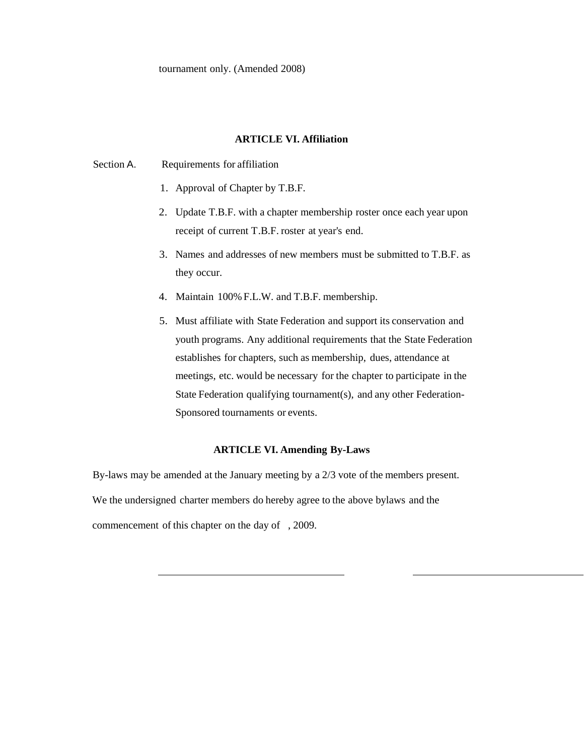tournament only. (Amended 2008)

## ARTICLE VI. Affiliation

Section A. Requirements for affiliation

1. Approval of Chapter by T.B.F.
2. Update T.B.F. with a chapter membership roster once each year upon receipt of current T.B.F. roster at year's end.
3. Names and addresses of new members must be submitted to T.B.F. as they occur.
4. Maintain 100% F.L.W. and T.B.F. membership.
5. Must affiliate with State Federation and support its conservation and youth programs. Any additional requirements that the State Federation establishes for chapters, such as membership, dues, attendance at meetings, etc. would be necessary for the chapter to participate in the State Federation qualifying tournament(s), and any other Federation-Sponsored tournaments or events.

## ARTICLE VI. Amending By-Laws

By-laws may be amended at the January meeting by a 2/3 vote of the members present.

We the undersigned charter members do hereby agree to the above bylaws and the commencement of this chapter on the day of , 2009.

\_\_\_\_\_\_\_\_\_\_\_\_\_\_\_\_\_\_\_\_\_\_\_\_\_\_\_\_\_\_ \_\_\_\_\_\_\_\_\_\_\_\_\_\_\_\_\_\_\_\_\_\_\_\_\_\_\_\_\_\_